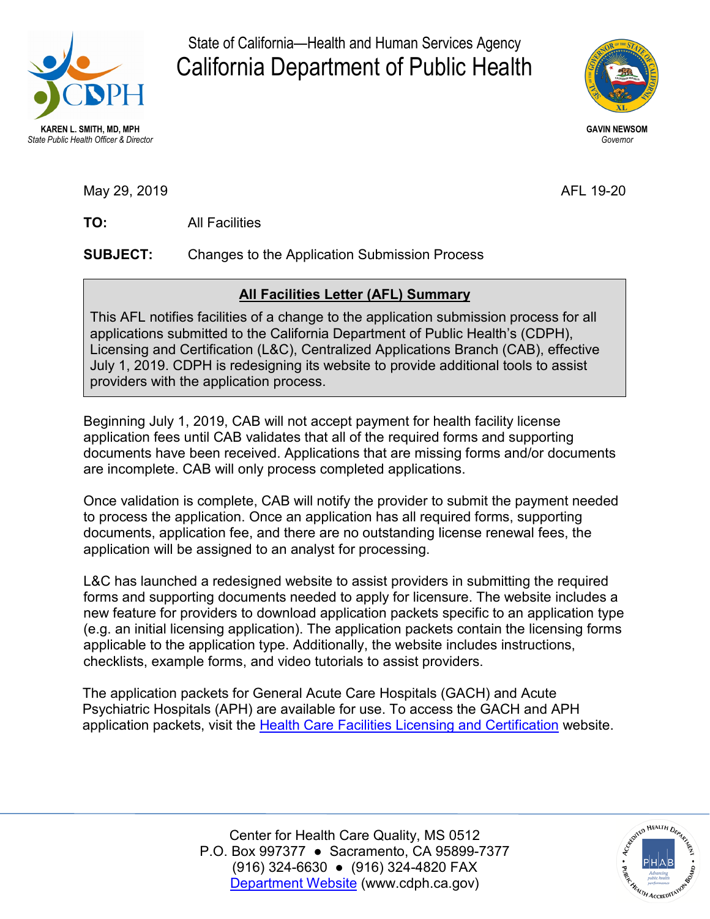State of California—Health and Human Services Agency

# California Department of Public Health

**KAREN L. SMITH, MD, MPH**
*State Public Health Officer & Director*

**GAVIN NEWSOM**
*Governor*

May 29, 2019

AFL 19-20

**TO:** All Facilities

**SUBJECT:** Changes to the Application Submission Process

**All Facilities Letter (AFL) Summary**

This AFL notifies facilities of a change to the application submission process for all applications submitted to the California Department of Public Health's (CDPH), Licensing and Certification (L&C), Centralized Applications Branch (CAB), effective July 1, 2019. CDPH is redesigning its website to provide additional tools to assist providers with the application process.

Beginning July 1, 2019, CAB will not accept payment for health facility license application fees until CAB validates that all of the required forms and supporting documents have been received. Applications that are missing forms and/or documents are incomplete. CAB will only process completed applications.

Once validation is complete, CAB will notify the provider to submit the payment needed to process the application. Once an application has all required forms, supporting documents, application fee, and there are no outstanding license renewal fees, the application will be assigned to an analyst for processing.

L&C has launched a redesigned website to assist providers in submitting the required forms and supporting documents needed to apply for licensure. The website includes a new feature for providers to download application packets specific to an application type (e.g. an initial licensing application). The application packets contain the licensing forms applicable to the application type. Additionally, the website includes instructions, checklists, example forms, and video tutorials to assist providers.

The application packets for General Acute Care Hospitals (GACH) and Acute Psychiatric Hospitals (APH) are available for use. To access the GACH and APH application packets, visit the Health Care Facilities Licensing and Certification website.

Center for Health Care Quality, MS 0512
P.O. Box 997377 ● Sacramento, CA 95899-7377
(916) 324-6630 ● (916) 324-4820 FAX
Department Website (www.cdph.ca.gov)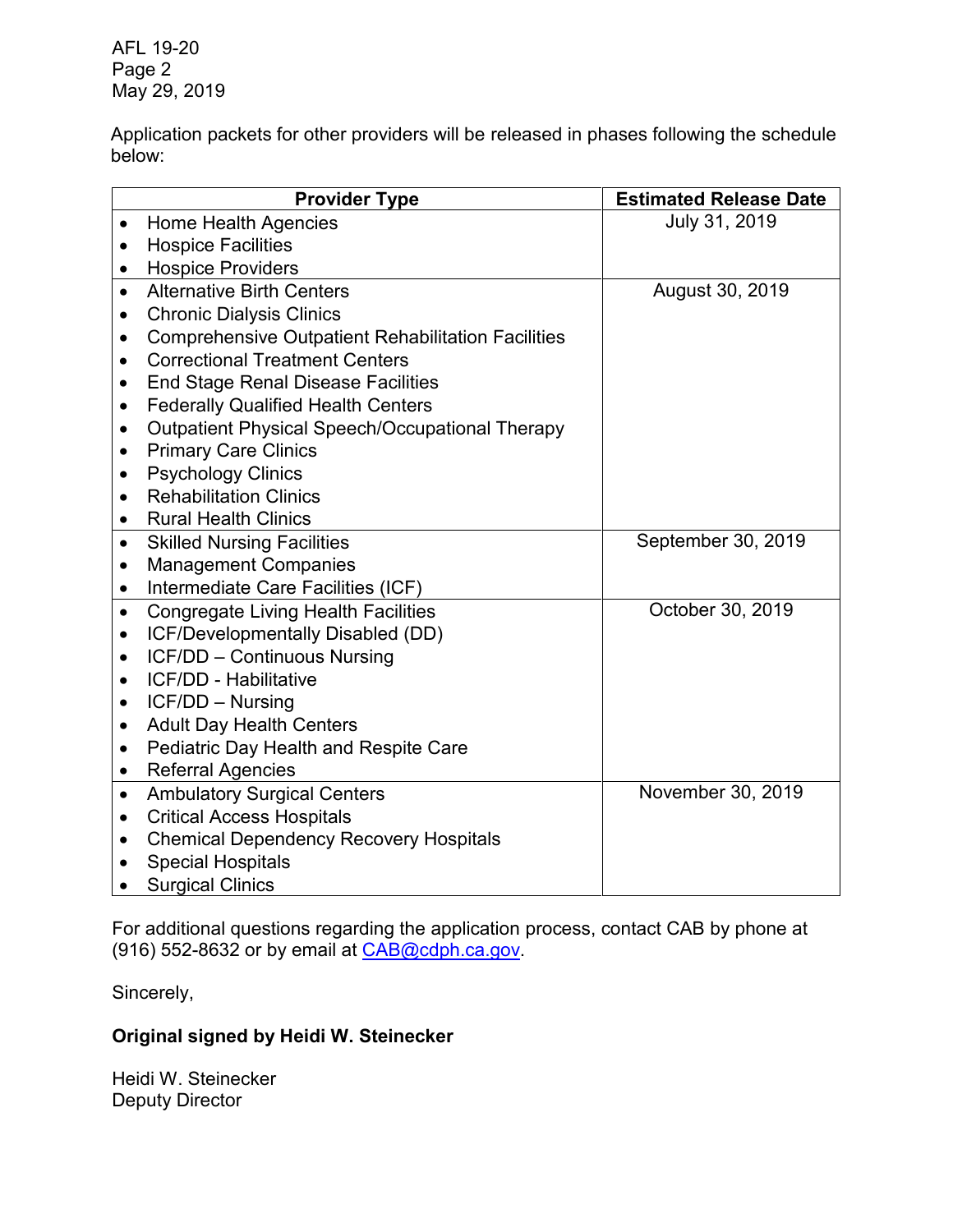Application packets for other providers will be released in phases following the schedule below:

| Provider Type | Estimated Release Date |
| --- | --- |
| • Home Health Agencies<br>• Hospice Facilities<br>• Hospice Providers | July 31, 2019 |
| • Alternative Birth Centers<br>• Chronic Dialysis Clinics<br>• Comprehensive Outpatient Rehabilitation Facilities<br>• Correctional Treatment Centers<br>• End Stage Renal Disease Facilities<br>• Federally Qualified Health Centers<br>• Outpatient Physical Speech/Occupational Therapy<br>• Primary Care Clinics<br>• Psychology Clinics<br>• Rehabilitation Clinics<br>• Rural Health Clinics | August 30, 2019 |
| • Skilled Nursing Facilities<br>• Management Companies<br>• Intermediate Care Facilities (ICF) | September 30, 2019 |
| • Congregate Living Health Facilities<br>• ICF/Developmentally Disabled (DD)<br>• ICF/DD – Continuous Nursing<br>• ICF/DD - Habilitative<br>• ICF/DD – Nursing<br>• Adult Day Health Centers<br>• Pediatric Day Health and Respite Care<br>• Referral Agencies | October 30, 2019 |
| • Ambulatory Surgical Centers<br>• Critical Access Hospitals<br>• Chemical Dependency Recovery Hospitals<br>• Special Hospitals<br>• Surgical Clinics | November 30, 2019 |

For additional questions regarding the application process, contact CAB by phone at (916) 552-8632 or by email at CAB@cdph.ca.gov.

Sincerely,

**Original signed by Heidi W. Steinecker**

Heidi W. Steinecker
Deputy Director